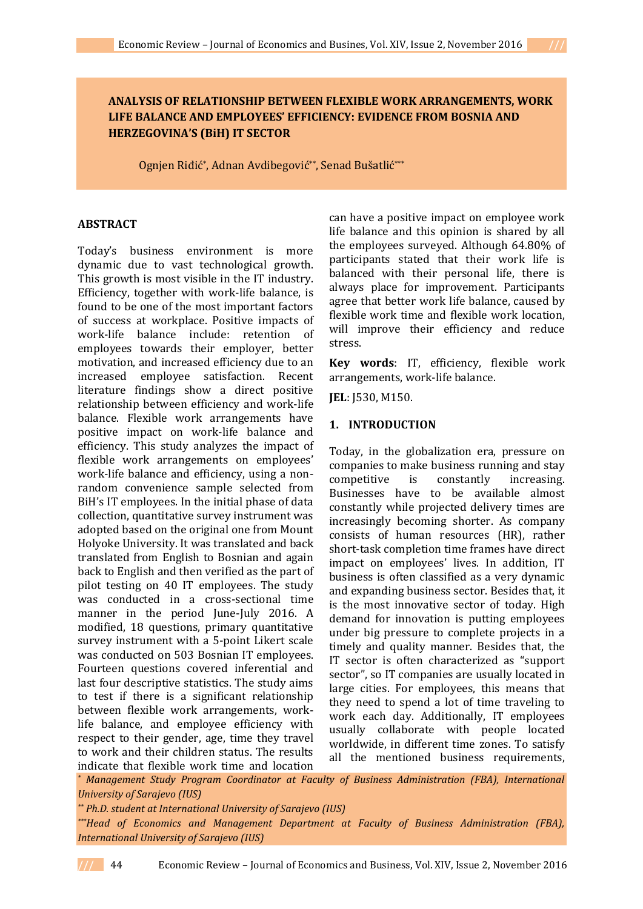# ANALYSIS OF RELATIONSHIP BETWEEN FLEXIBLE WORK ARRANGEMENTS, WORK LIFE BALANCE AND EMPLOYEES' EFFICIENCY: EVIDENCE FROM BOSNIA AND HERZEGOVINA'S (BiH) IT SECTOR

Ognjen Riđić[*], Adnan Avdibegović[**], Senad Bušatlić[***]

## ABSTRACT

Today's business environment is more dynamic due to vast technological growth. This growth is most visible in the IT industry. Efficiency, together with work-life balance, is found to be one of the most important factors of success at workplace. Positive impacts of work-life balance include: retention of employees towards their employer, better motivation, and increased efficiency due to an increased employee satisfaction. Recent literature findings show a direct positive relationship between efficiency and work-life balance. Flexible work arrangements have positive impact on work-life balance and efficiency. This study analyzes the impact of flexible work arrangements on employees' work-life balance and efficiency, using a non-random convenience sample selected from BiH's IT employees. In the initial phase of data collection, quantitative survey instrument was adopted based on the original one from Mount Holyoke University. It was translated and back translated from English to Bosnian and again back to English and then verified as the part of pilot testing on 40 IT employees. The study was conducted in a cross-sectional time manner in the period June-July 2016. A modified, 18 questions, primary quantitative survey instrument with a 5-point Likert scale was conducted on 503 Bosnian IT employees. Fourteen questions covered inferential and last four descriptive statistics. The study aims to test if there is a significant relationship between flexible work arrangements, work-life balance, and employee efficiency with respect to their gender, age, time they travel to work and their children status. The results indicate that flexible work time and location can have a positive impact on employee work life balance and this opinion is shared by all the employees surveyed. Although 64.80% of participants stated that their work life is balanced with their personal life, there is always place for improvement. Participants agree that better work life balance, caused by flexible work time and flexible work location, will improve their efficiency and reduce stress.

**Key words**: IT, efficiency, flexible work arrangements, work-life balance.

**JEL**: J530, M150.

## 1. INTRODUCTION

Today, in the globalization era, pressure on companies to make business running and stay competitive is constantly increasing. Businesses have to be available almost constantly while projected delivery times are increasingly becoming shorter. As company consists of human resources (HR), rather short-task completion time frames have direct impact on employees' lives. In addition, IT business is often classified as a very dynamic and expanding business sector. Besides that, it is the most innovative sector of today. High demand for innovation is putting employees under big pressure to complete projects in a timely and quality manner. Besides that, the IT sector is often characterized as "support sector", so IT companies are usually located in large cities. For employees, this means that they need to spend a lot of time traveling to work each day. Additionally, IT employees usually collaborate with people located worldwide, in different time zones. To satisfy all the mentioned business requirements,

---

*[*] Management Study Program Coordinator at Faculty of Business Administration (FBA), International University of Sarajevo (IUS)*

*[**] Ph.D. student at International University of Sarajevo (IUS)*

*[***] Head of Economics and Management Department at Faculty of Business Administration (FBA), International University of Sarajevo (IUS)*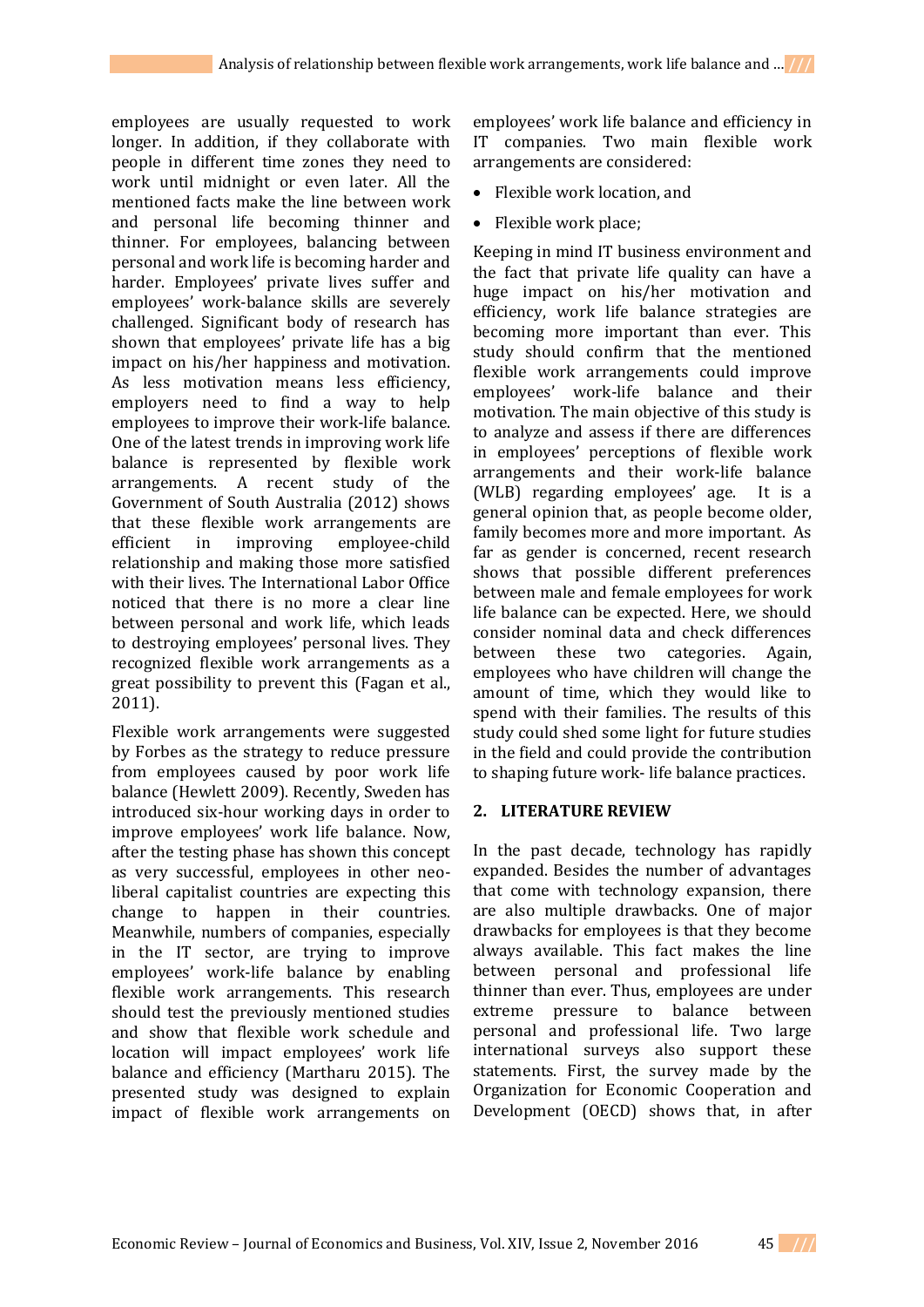employees are usually requested to work longer. In addition, if they collaborate with people in different time zones they need to work until midnight or even later. All the mentioned facts make the line between work and personal life becoming thinner and thinner. For employees, balancing between personal and work life is becoming harder and harder. Employees' private lives suffer and employees' work-balance skills are severely challenged. Significant body of research has shown that employees' private life has a big impact on his/her happiness and motivation. As less motivation means less efficiency, employers need to find a way to help employees to improve their work-life balance. One of the latest trends in improving work life balance is represented by flexible work arrangements. A recent study of the Government of South Australia (2012) shows that these flexible work arrangements are efficient in improving employee-child relationship and making those more satisfied with their lives. The International Labor Office noticed that there is no more a clear line between personal and work life, which leads to destroying employees' personal lives. They recognized flexible work arrangements as a great possibility to prevent this (Fagan et al., 2011).

Flexible work arrangements were suggested by Forbes as the strategy to reduce pressure from employees caused by poor work life balance (Hewlett 2009). Recently, Sweden has introduced six-hour working days in order to improve employees' work life balance. Now, after the testing phase has shown this concept as very successful, employees in other neo-liberal capitalist countries are expecting this change to happen in their countries. Meanwhile, numbers of companies, especially in the IT sector, are trying to improve employees' work-life balance by enabling flexible work arrangements. This research should test the previously mentioned studies and show that flexible work schedule and location will impact employees' work life balance and efficiency (Martharu 2015). The presented study was designed to explain impact of flexible work arrangements on employees' work life balance and efficiency in IT companies. Two main flexible work arrangements are considered:

- Flexible work location, and
- Flexible work place;

Keeping in mind IT business environment and the fact that private life quality can have a huge impact on his/her motivation and efficiency, work life balance strategies are becoming more important than ever. This study should confirm that the mentioned flexible work arrangements could improve employees' work-life balance and their motivation. The main objective of this study is to analyze and assess if there are differences in employees' perceptions of flexible work arrangements and their work-life balance (WLB) regarding employees' age. It is a general opinion that, as people become older, family becomes more and more important. As far as gender is concerned, recent research shows that possible different preferences between male and female employees for work life balance can be expected. Here, we should consider nominal data and check differences between these two categories. Again, employees who have children will change the amount of time, which they would like to spend with their families. The results of this study could shed some light for future studies in the field and could provide the contribution to shaping future work- life balance practices.

## 2. LITERATURE REVIEW

In the past decade, technology has rapidly expanded. Besides the number of advantages that come with technology expansion, there are also multiple drawbacks. One of major drawbacks for employees is that they become always available. This fact makes the line between personal and professional life thinner than ever. Thus, employees are under extreme pressure to balance between personal and professional life. Two large international surveys also support these statements. First, the survey made by the Organization for Economic Cooperation and Development (OECD) shows that, in after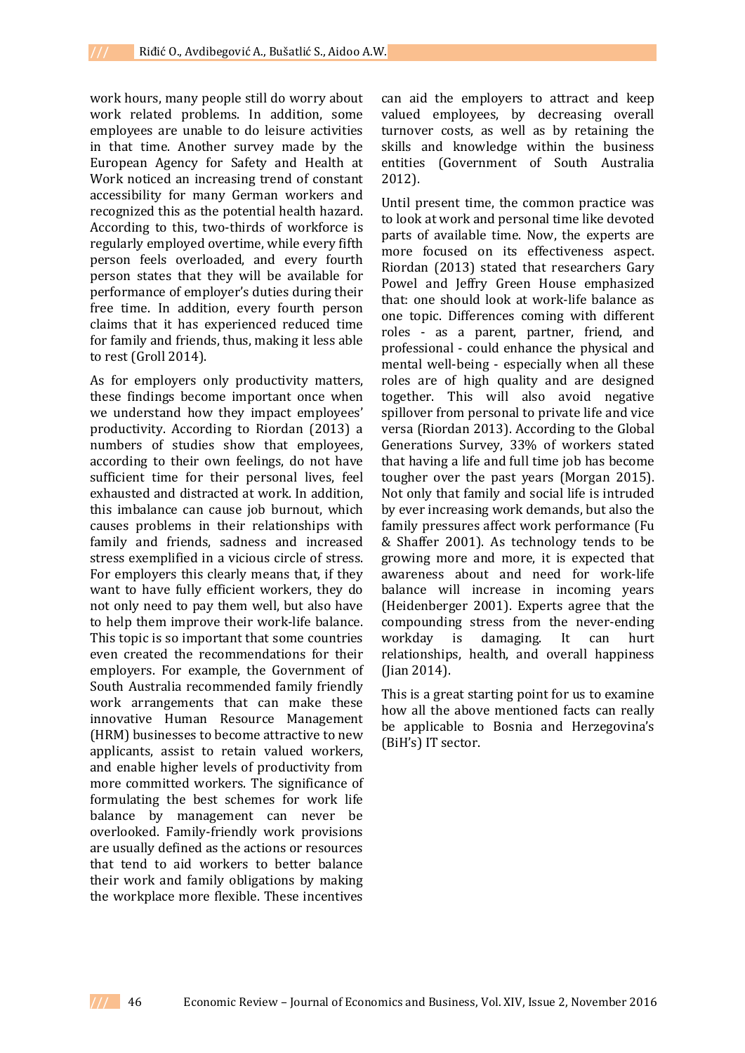work hours, many people still do worry about work related problems. In addition, some employees are unable to do leisure activities in that time. Another survey made by the European Agency for Safety and Health at Work noticed an increasing trend of constant accessibility for many German workers and recognized this as the potential health hazard. According to this, two-thirds of workforce is regularly employed overtime, while every fifth person feels overloaded, and every fourth person states that they will be available for performance of employer's duties during their free time. In addition, every fourth person claims that it has experienced reduced time for family and friends, thus, making it less able to rest (Groll 2014).

As for employers only productivity matters, these findings become important once when we understand how they impact employees' productivity. According to Riordan (2013) a numbers of studies show that employees, according to their own feelings, do not have sufficient time for their personal lives, feel exhausted and distracted at work. In addition, this imbalance can cause job burnout, which causes problems in their relationships with family and friends, sadness and increased stress exemplified in a vicious circle of stress. For employers this clearly means that, if they want to have fully efficient workers, they do not only need to pay them well, but also have to help them improve their work-life balance. This topic is so important that some countries even created the recommendations for their employers. For example, the Government of South Australia recommended family friendly work arrangements that can make these innovative Human Resource Management (HRM) businesses to become attractive to new applicants, assist to retain valued workers, and enable higher levels of productivity from more committed workers. The significance of formulating the best schemes for work life balance by management can never be overlooked. Family-friendly work provisions are usually defined as the actions or resources that tend to aid workers to better balance their work and family obligations by making the workplace more flexible. These incentives can aid the employers to attract and keep valued employees, by decreasing overall turnover costs, as well as by retaining the skills and knowledge within the business entities (Government of South Australia 2012).

Until present time, the common practice was to look at work and personal time like devoted parts of available time. Now, the experts are more focused on its effectiveness aspect. Riordan (2013) stated that researchers Gary Powel and Jeffry Green House emphasized that: one should look at work-life balance as one topic. Differences coming with different roles - as a parent, partner, friend, and professional - could enhance the physical and mental well-being - especially when all these roles are of high quality and are designed together. This will also avoid negative spillover from personal to private life and vice versa (Riordan 2013). According to the Global Generations Survey, 33% of workers stated that having a life and full time job has become tougher over the past years (Morgan 2015). Not only that family and social life is intruded by ever increasing work demands, but also the family pressures affect work performance (Fu & Shaffer 2001). As technology tends to be growing more and more, it is expected that awareness about and need for work-life balance will increase in incoming years (Heidenberger 2001). Experts agree that the compounding stress from the never-ending workday is damaging. It can hurt relationships, health, and overall happiness (Jian 2014).

This is a great starting point for us to examine how all the above mentioned facts can really be applicable to Bosnia and Herzegovina's (BiH's) IT sector.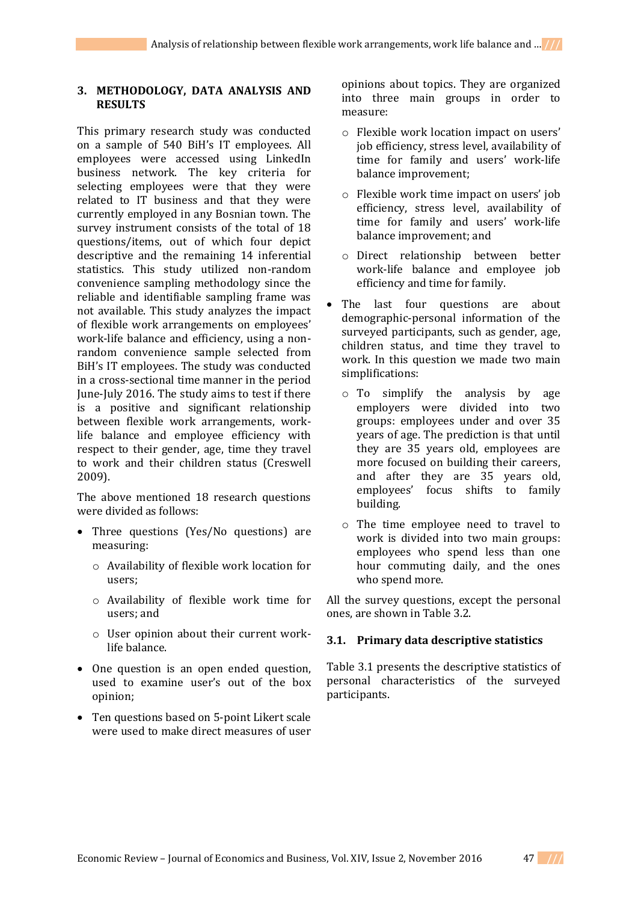## 3. METHODOLOGY, DATA ANALYSIS AND RESULTS

This primary research study was conducted on a sample of 540 BiH's IT employees. All employees were accessed using LinkedIn business network. The key criteria for selecting employees were that they were related to IT business and that they were currently employed in any Bosnian town. The survey instrument consists of the total of 18 questions/items, out of which four depict descriptive and the remaining 14 inferential statistics. This study utilized non-random convenience sampling methodology since the reliable and identifiable sampling frame was not available. This study analyzes the impact of flexible work arrangements on employees' work-life balance and efficiency, using a non-random convenience sample selected from BiH's IT employees. The study was conducted in a cross-sectional time manner in the period June-July 2016. The study aims to test if there is a positive and significant relationship between flexible work arrangements, work-life balance and employee efficiency with respect to their gender, age, time they travel to work and their children status (Creswell 2009).

The above mentioned 18 research questions were divided as follows:

- Three questions (Yes/No questions) are measuring:
  - Availability of flexible work location for users;
  - Availability of flexible work time for users; and
  - User opinion about their current work-life balance.
- One question is an open ended question, used to examine user's out of the box opinion;
- Ten questions based on 5-point Likert scale were used to make direct measures of user opinions about topics. They are organized into three main groups in order to measure:
  - Flexible work location impact on users' job efficiency, stress level, availability of time for family and users' work-life balance improvement;
  - Flexible work time impact on users' job efficiency, stress level, availability of time for family and users' work-life balance improvement; and
  - Direct relationship between better work-life balance and employee job efficiency and time for family.
- The last four questions are about demographic-personal information of the surveyed participants, such as gender, age, children status, and time they travel to work. In this question we made two main simplifications:
  - To simplify the analysis by age employers were divided into two groups: employees under and over 35 years of age. The prediction is that until they are 35 years old, employees are more focused on building their careers, and after they are 35 years old, employees' focus shifts to family building.
  - The time employee need to travel to work is divided into two main groups: employees who spend less than one hour commuting daily, and the ones who spend more.

All the survey questions, except the personal ones, are shown in Table 3.2.

### 3.1. Primary data descriptive statistics

Table 3.1 presents the descriptive statistics of personal characteristics of the surveyed participants.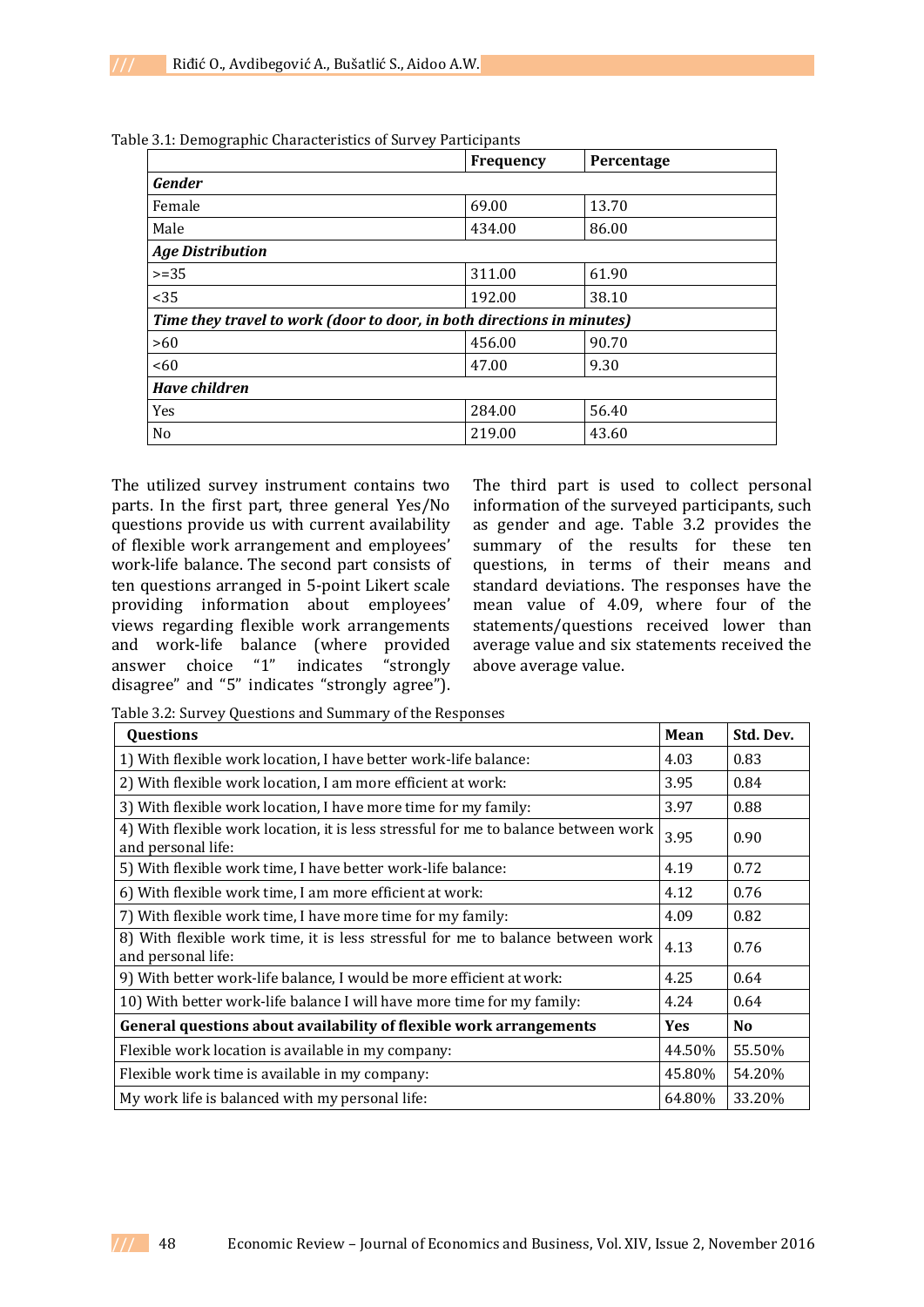Table 3.1: Demographic Characteristics of Survey Participants

| | Frequency | Percentage |
|---|---|---|
| ***Gender*** | | |
| Female | 69.00 | 13.70 |
| Male | 434.00 | 86.00 |
| ***Age Distribution*** | | |
| >=35 | 311.00 | 61.90 |
| <35 | 192.00 | 38.10 |
| ***Time they travel to work (door to door, in both directions in minutes)*** | | |
| >60 | 456.00 | 90.70 |
| <60 | 47.00 | 9.30 |
| ***Have children*** | | |
| Yes | 284.00 | 56.40 |
| No | 219.00 | 43.60 |

The utilized survey instrument contains two parts. In the first part, three general Yes/No questions provide us with current availability of flexible work arrangement and employees' work-life balance. The second part consists of ten questions arranged in 5-point Likert scale providing information about employees' views regarding flexible work arrangements and work-life balance (where provided answer choice "1" indicates "strongly disagree" and "5" indicates "strongly agree"). The third part is used to collect personal information of the surveyed participants, such as gender and age. Table 3.2 provides the summary of the results for these ten questions, in terms of their means and standard deviations. The responses have the mean value of 4.09, where four of the statements/questions received lower than average value and six statements received the above average value.

Table 3.2: Survey Questions and Summary of the Responses

| Questions | Mean | Std. Dev. |
|---|---|---|
| 1) With flexible work location, I have better work-life balance: | 4.03 | 0.83 |
| 2) With flexible work location, I am more efficient at work: | 3.95 | 0.84 |
| 3) With flexible work location, I have more time for my family: | 3.97 | 0.88 |
| 4) With flexible work location, it is less stressful for me to balance between work and personal life: | 3.95 | 0.90 |
| 5) With flexible work time, I have better work-life balance: | 4.19 | 0.72 |
| 6) With flexible work time, I am more efficient at work: | 4.12 | 0.76 |
| 7) With flexible work time, I have more time for my family: | 4.09 | 0.82 |
| 8) With flexible work time, it is less stressful for me to balance between work and personal life: | 4.13 | 0.76 |
| 9) With better work-life balance, I would be more efficient at work: | 4.25 | 0.64 |
| 10) With better work-life balance I will have more time for my family: | 4.24 | 0.64 |
| **General questions about availability of flexible work arrangements** | **Yes** | **No** |
| Flexible work location is available in my company: | 44.50% | 55.50% |
| Flexible work time is available in my company: | 45.80% | 54.20% |
| My work life is balanced with my personal life: | 64.80% | 33.20% |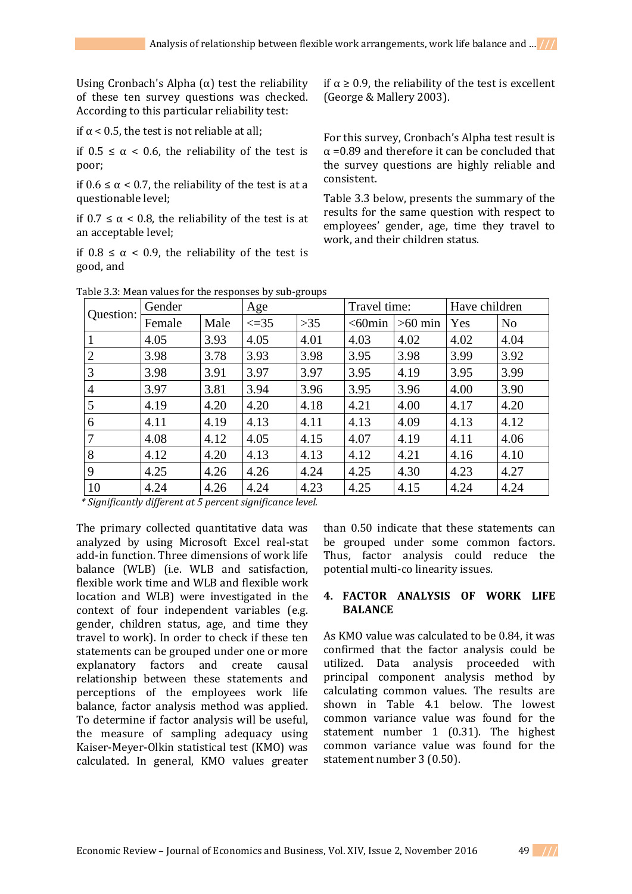Using Cronbach's Alpha (α) test the reliability of these ten survey questions was checked. According to this particular reliability test:

if $\alpha < 0.5$, the test is not reliable at all;

if $0.5 \leq \alpha < 0.6$, the reliability of the test is poor;

if $0.6 \leq \alpha < 0.7$, the reliability of the test is at a questionable level;

if $0.7 \leq \alpha < 0.8$, the reliability of the test is at an acceptable level;

if $0.8 \leq \alpha < 0.9$, the reliability of the test is good, and

if $\alpha \geq 0.9$, the reliability of the test is excellent (George & Mallery 2003).

For this survey, Cronbach's Alpha test result is $\alpha = 0.89$ and therefore it can be concluded that the survey questions are highly reliable and consistent.

Table 3.3 below, presents the summary of the results for the same question with respect to employees' gender, age, time they travel to work, and their children status.

Table 3.3: Mean values for the responses by sub-groups

| Question: | Gender | | Age | | Travel time: | | Have children | |
|---|---|---|---|---|---|---|---|---|
| | Female | Male | <=35 | >35 | <60min | >60 min | Yes | No |
| 1 | 4.05 | 3.93 | 4.05 | 4.01 | 4.03 | 4.02 | 4.02 | 4.04 |
| 2 | 3.98 | 3.78 | 3.93 | 3.98 | 3.95 | 3.98 | 3.99 | 3.92 |
| 3 | 3.98 | 3.91 | 3.97 | 3.97 | 3.95 | 4.19 | 3.95 | 3.99 |
| 4 | 3.97 | 3.81 | 3.94 | 3.96 | 3.95 | 3.96 | 4.00 | 3.90 |
| 5 | 4.19 | 4.20 | 4.20 | 4.18 | 4.21 | 4.00 | 4.17 | 4.20 |
| 6 | 4.11 | 4.19 | 4.13 | 4.11 | 4.13 | 4.09 | 4.13 | 4.12 |
| 7 | 4.08 | 4.12 | 4.05 | 4.15 | 4.07 | 4.19 | 4.11 | 4.06 |
| 8 | 4.12 | 4.20 | 4.13 | 4.13 | 4.12 | 4.21 | 4.16 | 4.10 |
| 9 | 4.25 | 4.26 | 4.26 | 4.24 | 4.25 | 4.30 | 4.23 | 4.27 |
| 10 | 4.24 | 4.26 | 4.24 | 4.23 | 4.25 | 4.15 | 4.24 | 4.24 |

*\* Significantly different at 5 percent significance level.*

The primary collected quantitative data was analyzed by using Microsoft Excel real-stat add-in function. Three dimensions of work life balance (WLB) (i.e. WLB and satisfaction, flexible work time and WLB and flexible work location and WLB) were investigated in the context of four independent variables (e.g. gender, children status, age, and time they travel to work). In order to check if these ten statements can be grouped under one or more explanatory factors and create causal relationship between these statements and perceptions of the employees work life balance, factor analysis method was applied. To determine if factor analysis will be useful, the measure of sampling adequacy using Kaiser-Meyer-Olkin statistical test (KMO) was calculated. In general, KMO values greater than 0.50 indicate that these statements can be grouped under some common factors. Thus, factor analysis could reduce the potential multi-co linearity issues.

## 4. FACTOR ANALYSIS OF WORK LIFE BALANCE

As KMO value was calculated to be 0.84, it was confirmed that the factor analysis could be utilized. Data analysis proceeded with principal component analysis method by calculating common values. The results are shown in Table 4.1 below. The lowest common variance value was found for the statement number 1 (0.31). The highest common variance value was found for the statement number 3 (0.50).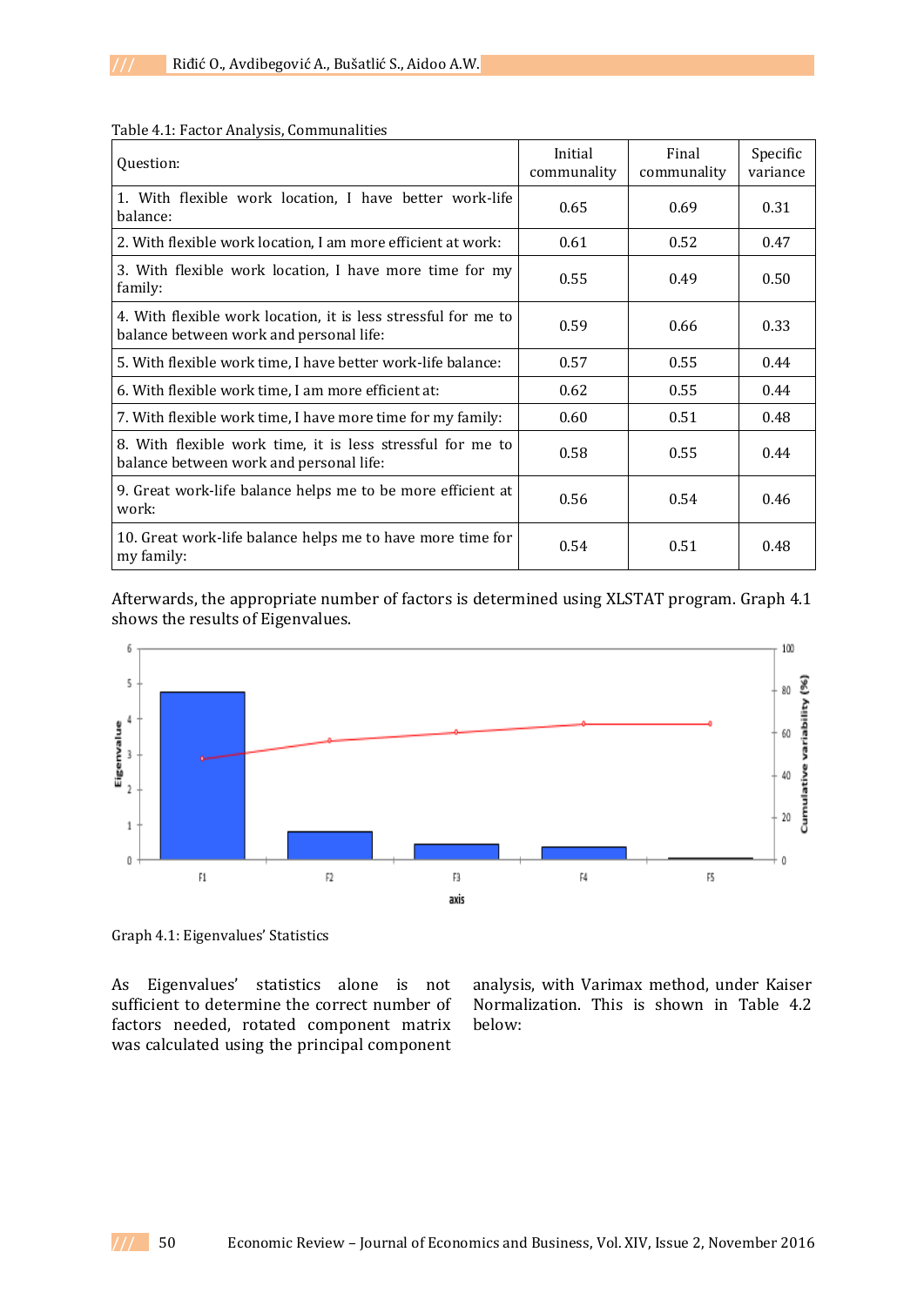Table 4.1: Factor Analysis, Communalities

| Question: | Initial communality | Final communality | Specific variance |
|---|---|---|---|
| 1. With flexible work location, I have better work-life balance: | 0.65 | 0.69 | 0.31 |
| 2. With flexible work location, I am more efficient at work: | 0.61 | 0.52 | 0.47 |
| 3. With flexible work location, I have more time for my family: | 0.55 | 0.49 | 0.50 |
| 4. With flexible work location, it is less stressful for me to balance between work and personal life: | 0.59 | 0.66 | 0.33 |
| 5. With flexible work time, I have better work-life balance: | 0.57 | 0.55 | 0.44 |
| 6. With flexible work time, I am more efficient at: | 0.62 | 0.55 | 0.44 |
| 7. With flexible work time, I have more time for my family: | 0.60 | 0.51 | 0.48 |
| 8. With flexible work time, it is less stressful for me to balance between work and personal life: | 0.58 | 0.55 | 0.44 |
| 9. Great work-life balance helps me to be more efficient at work: | 0.56 | 0.54 | 0.46 |
| 10. Great work-life balance helps me to have more time for my family: | 0.54 | 0.51 | 0.48 |

Afterwards, the appropriate number of factors is determined using XLSTAT program. Graph 4.1 shows the results of Eigenvalues.

Graph 4.1: Eigenvalues' Statistics

As Eigenvalues' statistics alone is not sufficient to determine the correct number of factors needed, rotated component matrix was calculated using the principal component analysis, with Varimax method, under Kaiser Normalization. This is shown in Table 4.2 below: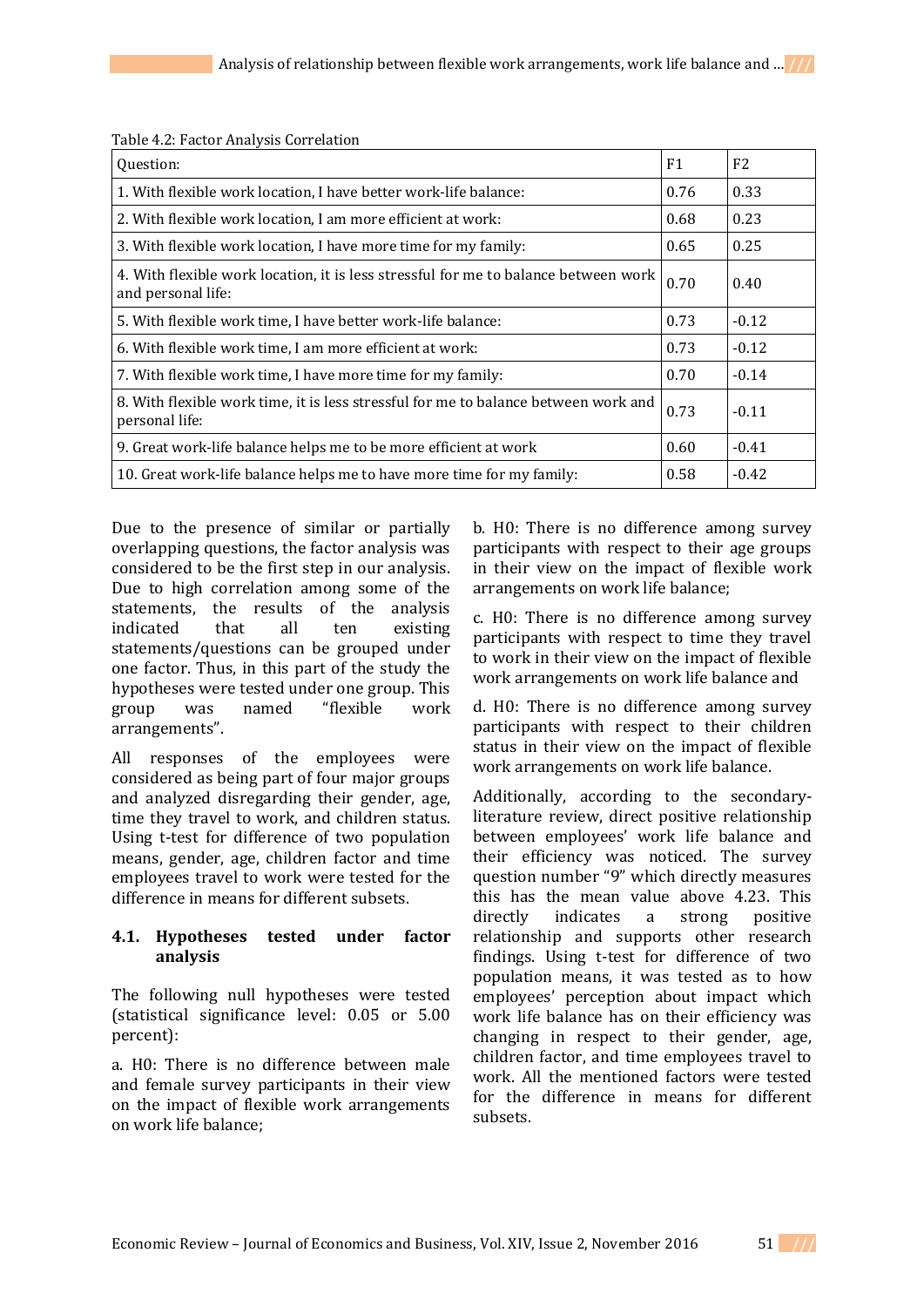Table 4.2: Factor Analysis Correlation

| Question: | F1 | F2 |
|---|---|---|
| 1. With flexible work location, I have better work-life balance: | 0.76 | 0.33 |
| 2. With flexible work location, I am more efficient at work: | 0.68 | 0.23 |
| 3. With flexible work location, I have more time for my family: | 0.65 | 0.25 |
| 4. With flexible work location, it is less stressful for me to balance between work and personal life: | 0.70 | 0.40 |
| 5. With flexible work time, I have better work-life balance: | 0.73 | -0.12 |
| 6. With flexible work time, I am more efficient at work: | 0.73 | -0.12 |
| 7. With flexible work time, I have more time for my family: | 0.70 | -0.14 |
| 8. With flexible work time, it is less stressful for me to balance between work and personal life: | 0.73 | -0.11 |
| 9. Great work-life balance helps me to be more efficient at work | 0.60 | -0.41 |
| 10. Great work-life balance helps me to have more time for my family: | 0.58 | -0.42 |

Due to the presence of similar or partially overlapping questions, the factor analysis was considered to be the first step in our analysis. Due to high correlation among some of the statements, the results of the analysis indicated that all ten existing statements/questions can be grouped under one factor. Thus, in this part of the study the hypotheses were tested under one group. This group was named "flexible work arrangements".

All responses of the employees were considered as being part of four major groups and analyzed disregarding their gender, age, time they travel to work, and children status. Using t-test for difference of two population means, gender, age, children factor and time employees travel to work were tested for the difference in means for different subsets.

## 4.1. Hypotheses tested under factor analysis

The following null hypotheses were tested (statistical significance level: 0.05 or 5.00 percent):

a. H0: There is no difference between male and female survey participants in their view on the impact of flexible work arrangements on work life balance;

b. H0: There is no difference among survey participants with respect to their age groups in their view on the impact of flexible work arrangements on work life balance;

c. H0: There is no difference among survey participants with respect to time they travel to work in their view on the impact of flexible work arrangements on work life balance and

d. H0: There is no difference among survey participants with respect to their children status in their view on the impact of flexible work arrangements on work life balance.

Additionally, according to the secondary-literature review, direct positive relationship between employees' work life balance and their efficiency was noticed. The survey question number "9" which directly measures this has the mean value above 4.23. This directly indicates a strong positive relationship and supports other research findings. Using t-test for difference of two population means, it was tested as to how employees' perception about impact which work life balance has on their efficiency was changing in respect to their gender, age, children factor, and time employees travel to work. All the mentioned factors were tested for the difference in means for different subsets.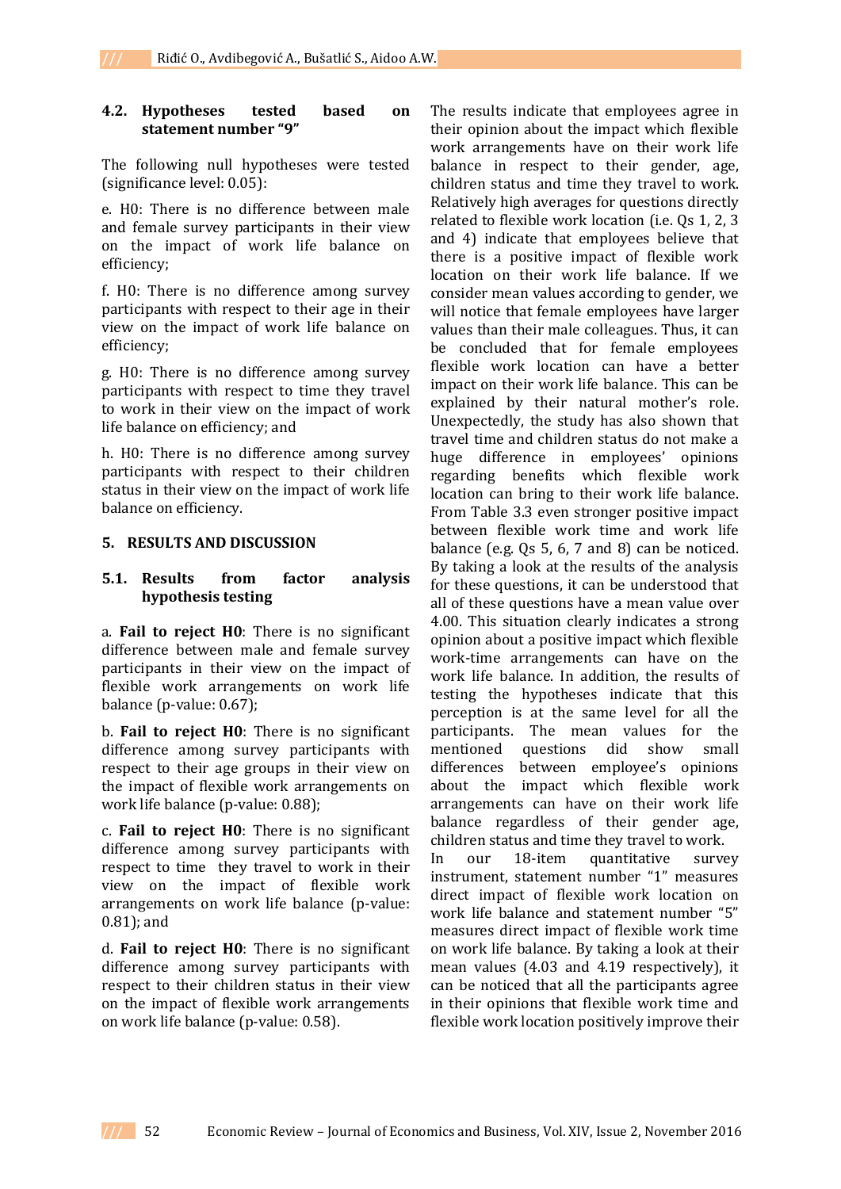### 4.2. Hypotheses tested based on statement number "9"

The following null hypotheses were tested (significance level: 0.05):

e. H0: There is no difference between male and female survey participants in their view on the impact of work life balance on efficiency;

f. H0: There is no difference among survey participants with respect to their age in their view on the impact of work life balance on efficiency;

g. H0: There is no difference among survey participants with respect to time they travel to work in their view on the impact of work life balance on efficiency; and

h. H0: There is no difference among survey participants with respect to their children status in their view on the impact of work life balance on efficiency.

## 5. RESULTS AND DISCUSSION

### 5.1. Results from factor analysis hypothesis testing

a. **Fail to reject H0**: There is no significant difference between male and female survey participants in their view on the impact of flexible work arrangements on work life balance (p-value: 0.67);

b. **Fail to reject H0**: There is no significant difference among survey participants with respect to their age groups in their view on the impact of flexible work arrangements on work life balance (p-value: 0.88);

c. **Fail to reject H0**: There is no significant difference among survey participants with respect to time they travel to work in their view on the impact of flexible work arrangements on work life balance (p-value: 0.81); and

d. **Fail to reject H0**: There is no significant difference among survey participants with respect to their children status in their view on the impact of flexible work arrangements on work life balance (p-value: 0.58).

The results indicate that employees agree in their opinion about the impact which flexible work arrangements have on their work life balance in respect to their gender, age, children status and time they travel to work. Relatively high averages for questions directly related to flexible work location (i.e. Qs 1, 2, 3 and 4) indicate that employees believe that there is a positive impact of flexible work location on their work life balance. If we consider mean values according to gender, we will notice that female employees have larger values than their male colleagues. Thus, it can be concluded that for female employees flexible work location can have a better impact on their work life balance. This can be explained by their natural mother's role. Unexpectedly, the study has also shown that travel time and children status do not make a huge difference in employees' opinions regarding benefits which flexible work location bring to their work life balance. From Table 3.3 even stronger positive impact between flexible work time and work life balance (e.g. Qs 5, 6, 7 and 8) can be noticed. By taking a look at the results of the analysis for these questions, it can be understood that all of these questions have a mean value over 4.00. This situation clearly indicates a strong opinion about a positive impact which flexible work-time arrangements can have on the work life balance. In addition, the results of testing the hypotheses indicate that this perception is at the same level for all the participants. The mean values for the mentioned questions did show small differences between employee's opinions about the impact which flexible work arrangements can have on their work life balance regardless of their gender age, children status and time they travel to work.

In our 18-item quantitative survey instrument, statement number "1" measures direct impact of flexible work location on work life balance and statement number "5" measures direct impact of flexible work time on work life balance. By taking a look at their mean values (4.03 and 4.19 respectively), it can be noticed that all the participants agree in their opinions that flexible work time and flexible work location positively improve their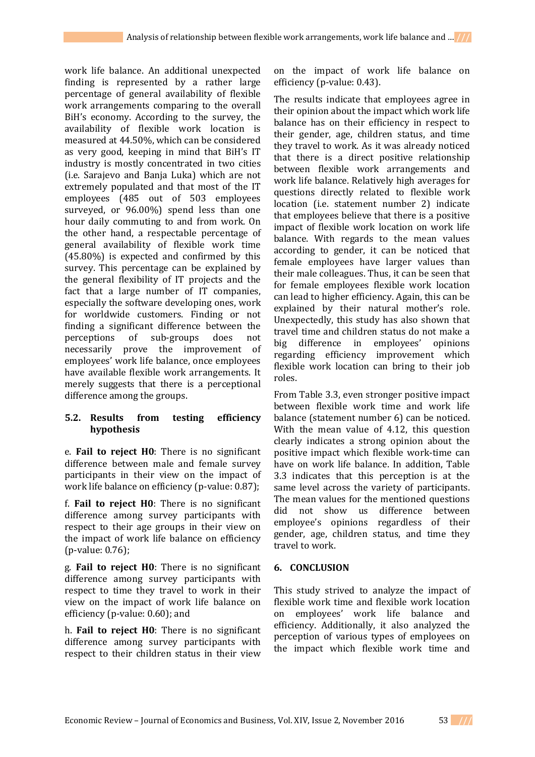work life balance. An additional unexpected finding is represented by a rather large percentage of general availability of flexible work arrangements comparing to the overall BiH's economy. According to the survey, the availability of flexible work location is measured at 44.50%, which can be considered as very good, keeping in mind that BiH's IT industry is mostly concentrated in two cities (i.e. Sarajevo and Banja Luka) which are not extremely populated and that most of the IT employees (485 out of 503 employees surveyed, or 96.00%) spend less than one hour daily commuting to and from work. On the other hand, a respectable percentage of general availability of flexible work time (45.80%) is expected and confirmed by this survey. This percentage can be explained by the general flexibility of IT projects and the fact that a large number of IT companies, especially the software developing ones, work for worldwide customers. Finding or not finding a significant difference between the perceptions of sub-groups does not necessarily prove the improvement of employees' work life balance, once employees have available flexible work arrangements. It merely suggests that there is a perceptional difference among the groups.

## 5.2. Results from testing efficiency hypothesis

e. **Fail to reject H0**: There is no significant difference between male and female survey participants in their view on the impact of work life balance on efficiency (p-value: 0.87);

f. **Fail to reject H0**: There is no significant difference among survey participants with respect to their age groups in their view on the impact of work life balance on efficiency (p-value: 0.76);

g. **Fail to reject H0**: There is no significant difference among survey participants with respect to time they travel to work in their view on the impact of work life balance on efficiency (p-value: 0.60); and

h. **Fail to reject H0**: There is no significant difference among survey participants with respect to their children status in their view on the impact of work life balance on efficiency (p-value: 0.43).

The results indicate that employees agree in their opinion about the impact which work life balance has on their efficiency in respect to their gender, age, children status, and time they travel to work. As it was already noticed that there is a direct positive relationship between flexible work arrangements and work life balance. Relatively high averages for questions directly related to flexible work location (i.e. statement number 2) indicate that employees believe that there is a positive impact of flexible work location on work life balance. With regards to the mean values according to gender, it can be noticed that female employees have larger values than their male colleagues. Thus, it can be seen that for female employees flexible work location can lead to higher efficiency. Again, this can be explained by their natural mother's role. Unexpectedly, this study has also shown that travel time and children status do not make a big difference in employees' opinions regarding efficiency improvement which flexible work location can bring to their job roles.

From Table 3.3, even stronger positive impact between flexible work time and work life balance (statement number 6) can be noticed. With the mean value of 4.12, this question clearly indicates a strong opinion about the positive impact which flexible work-time can have on work life balance. In addition, Table 3.3 indicates that this perception is at the same level across the variety of participants. The mean values for the mentioned questions did not show us difference between employee's opinions regardless of their gender, age, children status, and time they travel to work.

## 6. CONCLUSION

This study strived to analyze the impact of flexible work time and flexible work location on employees' work life balance and efficiency. Additionally, it also analyzed the perception of various types of employees on the impact which flexible work time and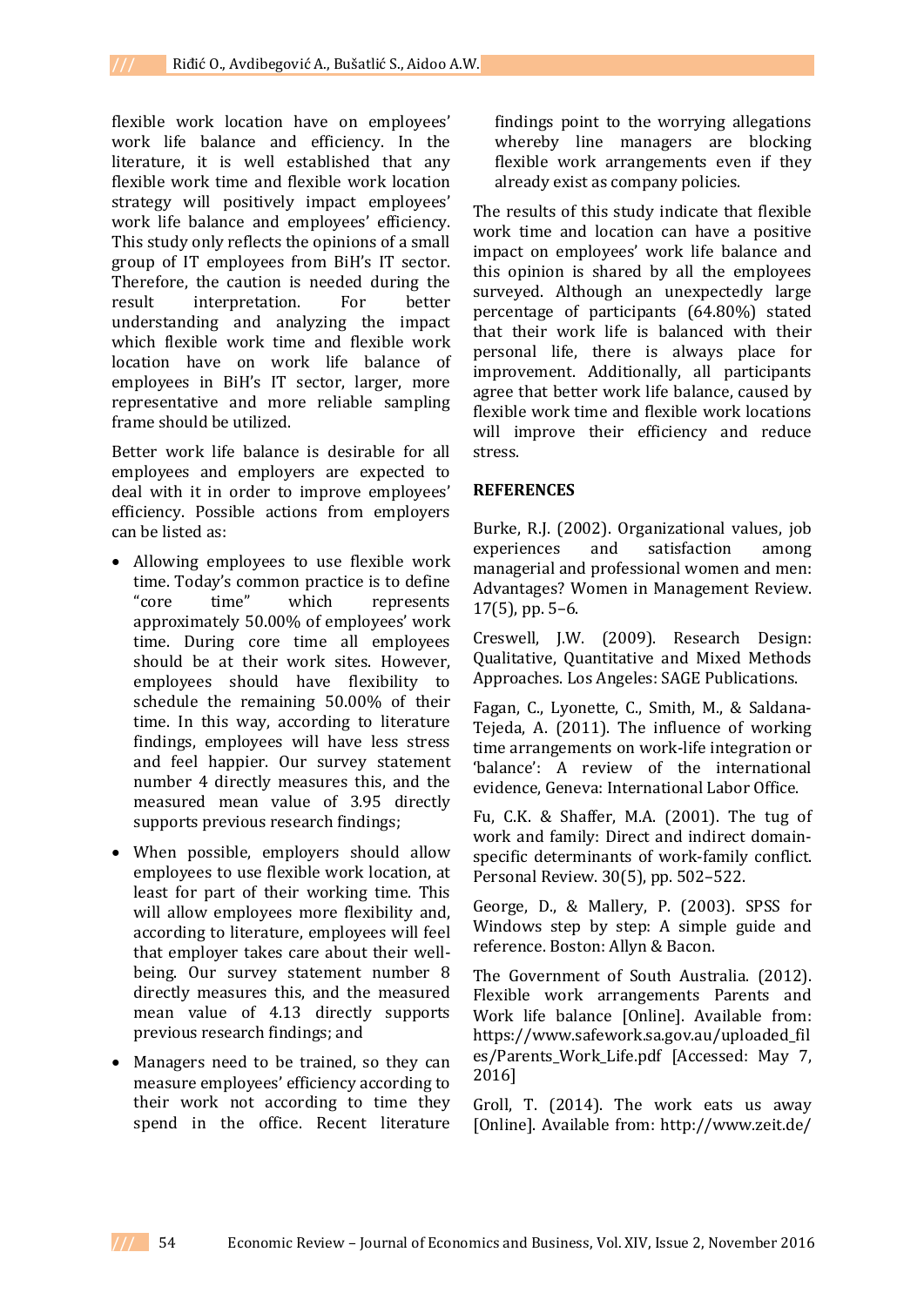flexible work location have on employees' work life balance and efficiency. In the literature, it is well established that any flexible work time and flexible work location strategy will positively impact employees' work life balance and employees' efficiency. This study only reflects the opinions of a small group of IT employees from BiH's IT sector. Therefore, the caution is needed during the result interpretation. For better understanding and analyzing the impact which flexible work time and flexible work location have on work life balance of employees in BiH's IT sector, larger, more representative and more reliable sampling frame should be utilized.

Better work life balance is desirable for all employees and employers are expected to deal with it in order to improve employees' efficiency. Possible actions from employers can be listed as:

- Allowing employees to use flexible work time. Today's common practice is to define "core time" which represents approximately 50.00% of employees' work time. During core time all employees should be at their work sites. However, employees should have flexibility to schedule the remaining 50.00% of their time. In this way, according to literature findings, employees will have less stress and feel happier. Our survey statement number 4 directly measures this, and the measured mean value of 3.95 directly supports previous research findings;
- When possible, employers should allow employees to use flexible work location, at least for part of their working time. This will allow employees more flexibility and, according to literature, employees will feel that employer takes care about their well-being. Our survey statement number 8 directly measures this, and the measured mean value of 4.13 directly supports previous research findings; and
- Managers need to be trained, so they can measure employees' efficiency according to their work not according to time they spend in the office. Recent literature findings point to the worrying allegations whereby line managers are blocking flexible work arrangements even if they already exist as company policies.

The results of this study indicate that flexible work time and location can have a positive impact on employees' work life balance and this opinion is shared by all the employees surveyed. Although an unexpectedly large percentage of participants (64.80%) stated that their work life is balanced with their personal life, there is always place for improvement. Additionally, all participants agree that better work life balance, caused by flexible work time and flexible work locations will improve their efficiency and reduce stress.

## REFERENCES

Burke, R.J. (2002). Organizational values, job experiences and satisfaction among managerial and professional women and men: Advantages? Women in Management Review. 17(5), pp. 5–6.

Creswell, J.W. (2009). Research Design: Qualitative, Quantitative and Mixed Methods Approaches. Los Angeles: SAGE Publications.

Fagan, C., Lyonette, C., Smith, M., & Saldana-Tejeda, A. (2011). The influence of working time arrangements on work-life integration or 'balance': A review of the international evidence, Geneva: International Labor Office.

Fu, C.K. & Shaffer, M.A. (2001). The tug of work and family: Direct and indirect domain-specific determinants of work-family conflict. Personal Review. 30(5), pp. 502–522.

George, D., & Mallery, P. (2003). SPSS for Windows step by step: A simple guide and reference. Boston: Allyn & Bacon.

The Government of South Australia. (2012). Flexible work arrangements Parents and Work life balance [Online]. Available from: https://www.safework.sa.gov.au/uploaded_files/Parents_Work_Life.pdf [Accessed: May 7, 2016]

Groll, T. (2014). The work eats us away [Online]. Available from: http://www.zeit.de/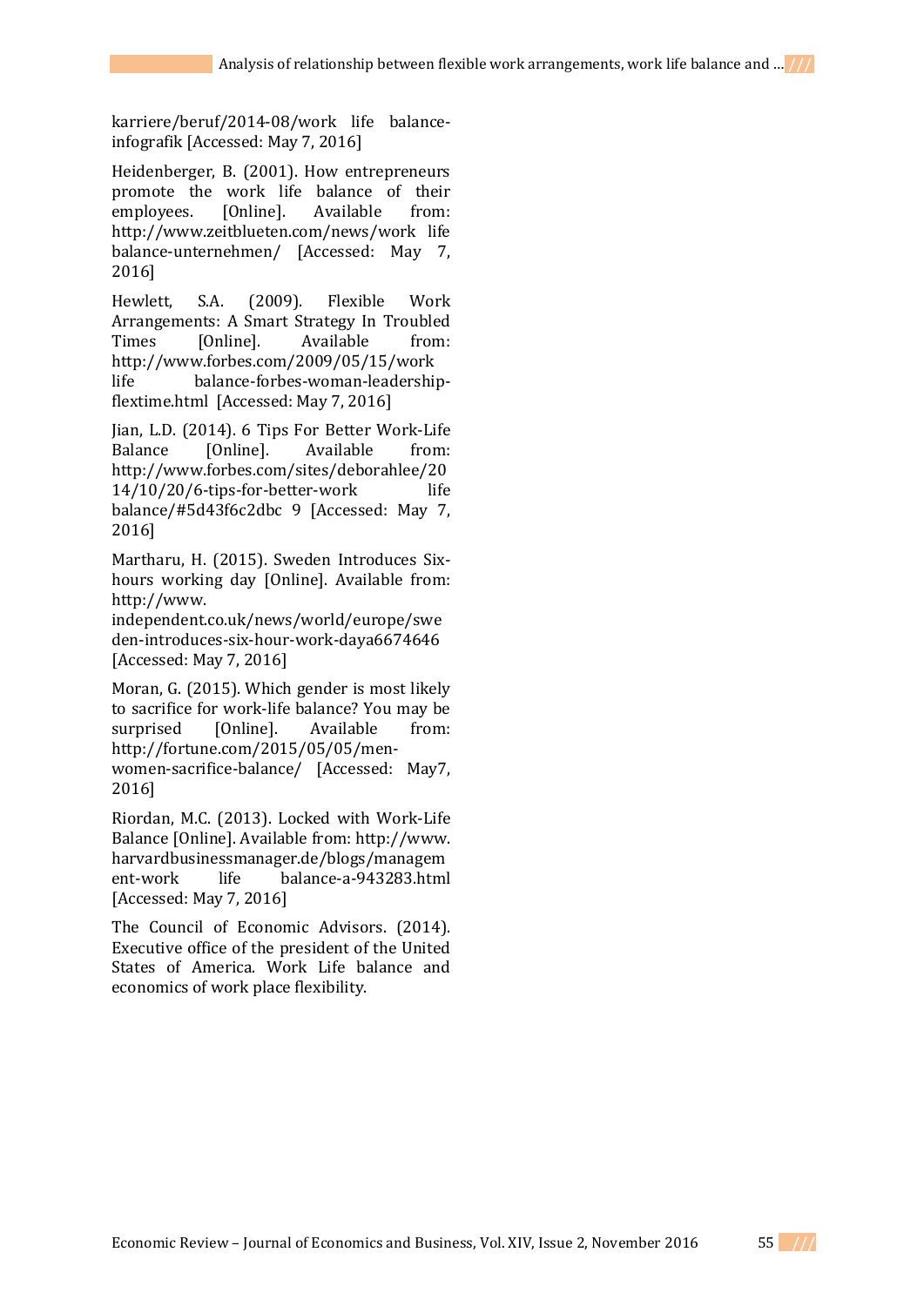karriere/beruf/2014-08/work life balance-infografik [Accessed: May 7, 2016]

Heidenberger, B. (2001). How entrepreneurs promote the work life balance of their employees. [Online]. Available from: http://www.zeitblueten.com/news/work life balance-unternehmen/ [Accessed: May 7, 2016]

Hewlett, S.A. (2009). Flexible Work Arrangements: A Smart Strategy In Troubled Times [Online]. Available from: http://www.forbes.com/2009/05/15/work life balance-forbes-woman-leadership-flextime.html [Accessed: May 7, 2016]

Jian, L.D. (2014). 6 Tips For Better Work-Life Balance [Online]. Available from: http://www.forbes.com/sites/deborahlee/2014/10/20/6-tips-for-better-work life balance/#5d43f6c2dbc 9 [Accessed: May 7, 2016]

Martharu, H. (2015). Sweden Introduces Six-hours working day [Online]. Available from: http://www. independent.co.uk/news/world/europe/sweden-introduces-six-hour-work-daya6674646 [Accessed: May 7, 2016]

Moran, G. (2015). Which gender is most likely to sacrifice for work-life balance? You may be surprised [Online]. Available from: http://fortune.com/2015/05/05/men-women-sacrifice-balance/ [Accessed: May7, 2016]

Riordan, M.C. (2013). Locked with Work-Life Balance [Online]. Available from: http://www. harvardbusinessmanager.de/blogs/management-work life balance-a-943283.html [Accessed: May 7, 2016]

The Council of Economic Advisors. (2014). Executive office of the president of the United States of America. Work Life balance and economics of work place flexibility.